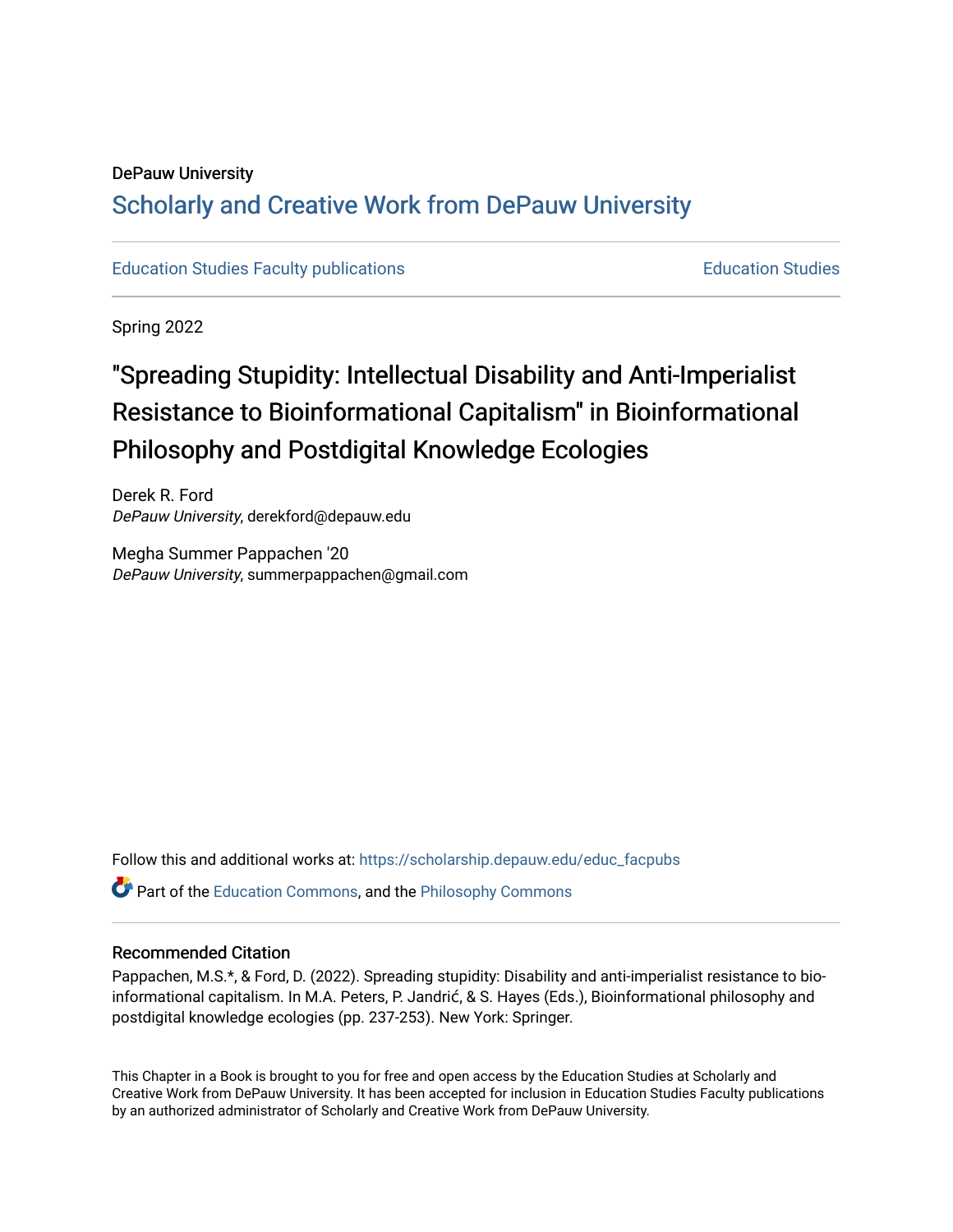DePauw University

# Scholarly and Creative Work from DePauw University

Education Studies Faculty publications

Education Studies

Spring 2022

## "Spreading Stupidity: Intellectual Disability and Anti-Imperialist Resistance to Bioinformational Capitalism" in Bioinformational Philosophy and Postdigital Knowledge Ecologies

Derek R. Ford
*DePauw University*, derekford@depauw.edu

Megha Summer Pappachen '20
*DePauw University*, summerpappachen@gmail.com

Follow this and additional works at: https://scholarship.depauw.edu/educ_facpubs

Part of the Education Commons, and the Philosophy Commons

### Recommended Citation

Pappachen, M.S.*, & Ford, D. (2022). Spreading stupidity: Disability and anti-imperialist resistance to bio-informational capitalism. In M.A. Peters, P. Jandrić, & S. Hayes (Eds.), Bioinformational philosophy and postdigital knowledge ecologies (pp. 237-253). New York: Springer.

This Chapter in a Book is brought to you for free and open access by the Education Studies at Scholarly and Creative Work from DePauw University. It has been accepted for inclusion in Education Studies Faculty publications by an authorized administrator of Scholarly and Creative Work from DePauw University.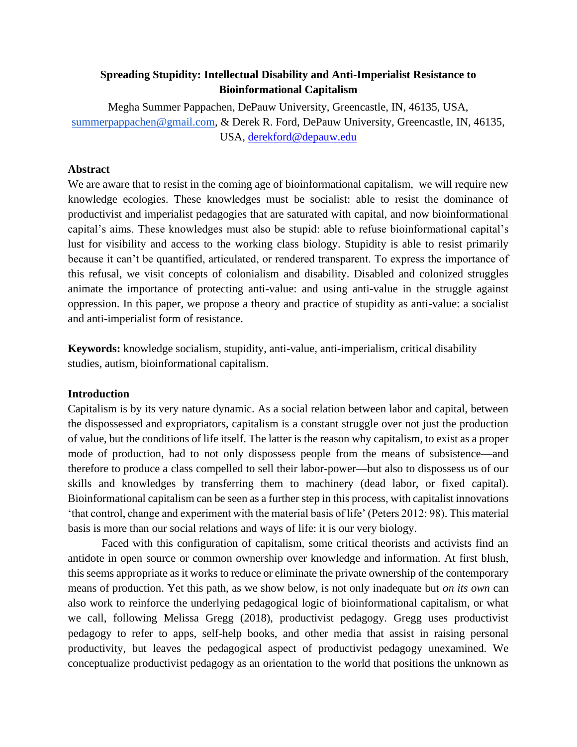**Spreading Stupidity: Intellectual Disability and Anti-Imperialist Resistance to Bioinformational Capitalism**

Megha Summer Pappachen, DePauw University, Greencastle, IN, 46135, USA, summerpappachen@gmail.com, & Derek R. Ford, DePauw University, Greencastle, IN, 46135, USA, derekford@depauw.edu

## Abstract

We are aware that to resist in the coming age of bioinformational capitalism, we will require new knowledge ecologies. These knowledges must be socialist: able to resist the dominance of productivist and imperialist pedagogies that are saturated with capital, and now bioinformational capital's aims. These knowledges must also be stupid: able to refuse bioinformational capital's lust for visibility and access to the working class biology. Stupidity is able to resist primarily because it can't be quantified, articulated, or rendered transparent. To express the importance of this refusal, we visit concepts of colonialism and disability. Disabled and colonized struggles animate the importance of protecting anti-value: and using anti-value in the struggle against oppression. In this paper, we propose a theory and practice of stupidity as anti-value: a socialist and anti-imperialist form of resistance.

**Keywords:** knowledge socialism, stupidity, anti-value, anti-imperialism, critical disability studies, autism, bioinformational capitalism.

## Introduction

Capitalism is by its very nature dynamic. As a social relation between labor and capital, between the dispossessed and expropriators, capitalism is a constant struggle over not just the production of value, but the conditions of life itself. The latter is the reason why capitalism, to exist as a proper mode of production, had to not only dispossess people from the means of subsistence—and therefore to produce a class compelled to sell their labor-power—but also to dispossess us of our skills and knowledges by transferring them to machinery (dead labor, or fixed capital). Bioinformational capitalism can be seen as a further step in this process, with capitalist innovations 'that control, change and experiment with the material basis of life' (Peters 2012: 98). This material basis is more than our social relations and ways of life: it is our very biology.

Faced with this configuration of capitalism, some critical theorists and activists find an antidote in open source or common ownership over knowledge and information. At first blush, this seems appropriate as it works to reduce or eliminate the private ownership of the contemporary means of production. Yet this path, as we show below, is not only inadequate but *on its own* can also work to reinforce the underlying pedagogical logic of bioinformational capitalism, or what we call, following Melissa Gregg (2018), productivist pedagogy. Gregg uses productivist pedagogy to refer to apps, self-help books, and other media that assist in raising personal productivity, but leaves the pedagogical aspect of productivist pedagogy unexamined. We conceptualize productivist pedagogy as an orientation to the world that positions the unknown as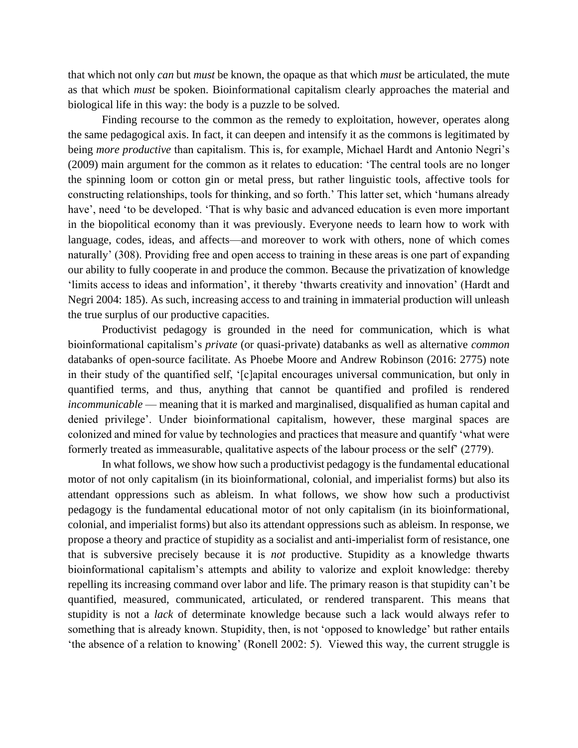that which not only *can* but *must* be known, the opaque as that which *must* be articulated, the mute as that which *must* be spoken. Bioinformational capitalism clearly approaches the material and biological life in this way: the body is a puzzle to be solved.

Finding recourse to the common as the remedy to exploitation, however, operates along the same pedagogical axis. In fact, it can deepen and intensify it as the commons is legitimated by being *more productive* than capitalism. This is, for example, Michael Hardt and Antonio Negri's (2009) main argument for the common as it relates to education: 'The central tools are no longer the spinning loom or cotton gin or metal press, but rather linguistic tools, affective tools for constructing relationships, tools for thinking, and so forth.' This latter set, which 'humans already have', need 'to be developed. 'That is why basic and advanced education is even more important in the biopolitical economy than it was previously. Everyone needs to learn how to work with language, codes, ideas, and affects—and moreover to work with others, none of which comes naturally' (308). Providing free and open access to training in these areas is one part of expanding our ability to fully cooperate in and produce the common. Because the privatization of knowledge 'limits access to ideas and information', it thereby 'thwarts creativity and innovation' (Hardt and Negri 2004: 185). As such, increasing access to and training in immaterial production will unleash the true surplus of our productive capacities.

Productivist pedagogy is grounded in the need for communication, which is what bioinformational capitalism's *private* (or quasi-private) databanks as well as alternative *common* databanks of open-source facilitate. As Phoebe Moore and Andrew Robinson (2016: 2775) note in their study of the quantified self, '[c]apital encourages universal communication, but only in quantified terms, and thus, anything that cannot be quantified and profiled is rendered *incommunicable* — meaning that it is marked and marginalised, disqualified as human capital and denied privilege'. Under bioinformational capitalism, however, these marginal spaces are colonized and mined for value by technologies and practices that measure and quantify 'what were formerly treated as immeasurable, qualitative aspects of the labour process or the self' (2779).

In what follows, we show how such a productivist pedagogy is the fundamental educational motor of not only capitalism (in its bioinformational, colonial, and imperialist forms) but also its attendant oppressions such as ableism. In what follows, we show how such a productivist pedagogy is the fundamental educational motor of not only capitalism (in its bioinformational, colonial, and imperialist forms) but also its attendant oppressions such as ableism. In response, we propose a theory and practice of stupidity as a socialist and anti-imperialist form of resistance, one that is subversive precisely because it is *not* productive. Stupidity as a knowledge thwarts bioinformational capitalism's attempts and ability to valorize and exploit knowledge: thereby repelling its increasing command over labor and life. The primary reason is that stupidity can't be quantified, measured, communicated, articulated, or rendered transparent. This means that stupidity is not a *lack* of determinate knowledge because such a lack would always refer to something that is already known. Stupidity, then, is not 'opposed to knowledge' but rather entails 'the absence of a relation to knowing' (Ronell 2002: 5). Viewed this way, the current struggle is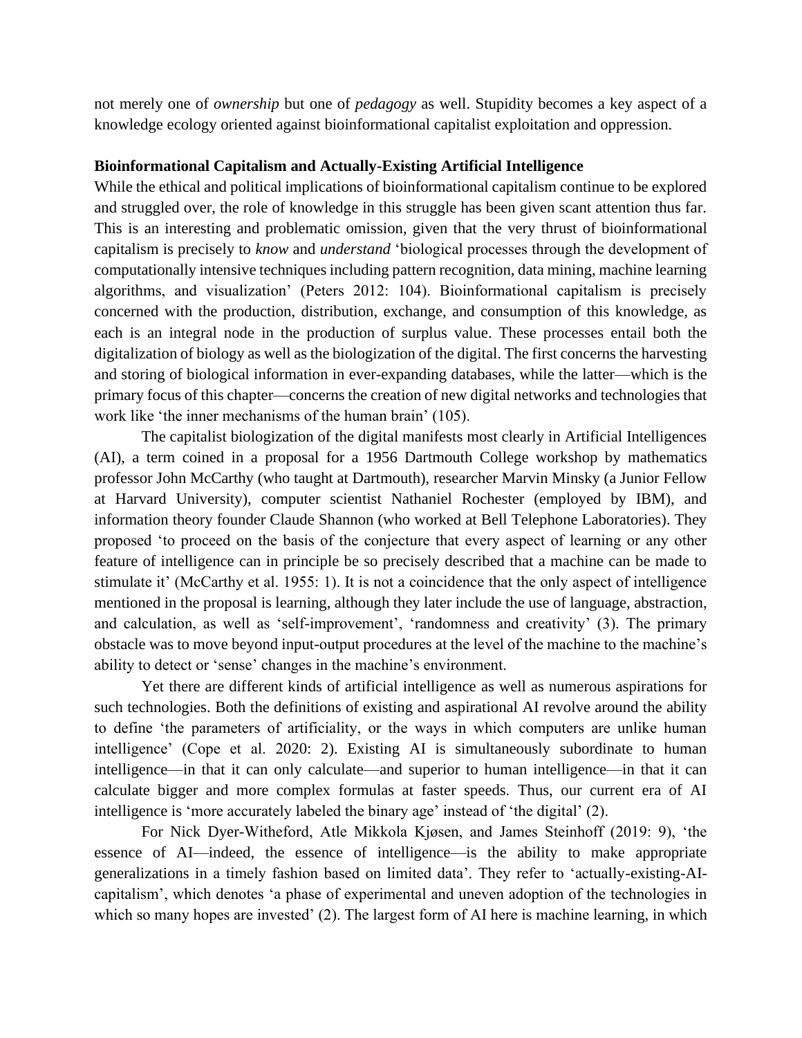not merely one of *ownership* but one of *pedagogy* as well. Stupidity becomes a key aspect of a knowledge ecology oriented against bioinformational capitalist exploitation and oppression.

## Bioinformational Capitalism and Actually-Existing Artificial Intelligence

While the ethical and political implications of bioinformational capitalism continue to be explored and struggled over, the role of knowledge in this struggle has been given scant attention thus far. This is an interesting and problematic omission, given that the very thrust of bioinformational capitalism is precisely to *know* and *understand* 'biological processes through the development of computationally intensive techniques including pattern recognition, data mining, machine learning algorithms, and visualization' (Peters 2012: 104). Bioinformational capitalism is precisely concerned with the production, distribution, exchange, and consumption of this knowledge, as each is an integral node in the production of surplus value. These processes entail both the digitalization of biology as well as the biologization of the digital. The first concerns the harvesting and storing of biological information in ever-expanding databases, while the latter—which is the primary focus of this chapter—concerns the creation of new digital networks and technologies that work like 'the inner mechanisms of the human brain' (105).

The capitalist biologization of the digital manifests most clearly in Artificial Intelligences (AI), a term coined in a proposal for a 1956 Dartmouth College workshop by mathematics professor John McCarthy (who taught at Dartmouth), researcher Marvin Minsky (a Junior Fellow at Harvard University), computer scientist Nathaniel Rochester (employed by IBM), and information theory founder Claude Shannon (who worked at Bell Telephone Laboratories). They proposed 'to proceed on the basis of the conjecture that every aspect of learning or any other feature of intelligence can in principle be so precisely described that a machine can be made to stimulate it' (McCarthy et al. 1955: 1). It is not a coincidence that the only aspect of intelligence mentioned in the proposal is learning, although they later include the use of language, abstraction, and calculation, as well as 'self-improvement', 'randomness and creativity' (3). The primary obstacle was to move beyond input-output procedures at the level of the machine to the machine's ability to detect or 'sense' changes in the machine's environment.

Yet there are different kinds of artificial intelligence as well as numerous aspirations for such technologies. Both the definitions of existing and aspirational AI revolve around the ability to define 'the parameters of artificiality, or the ways in which computers are unlike human intelligence' (Cope et al. 2020: 2). Existing AI is simultaneously subordinate to human intelligence—in that it can only calculate—and superior to human intelligence—in that it can calculate bigger and more complex formulas at faster speeds. Thus, our current era of AI intelligence is 'more accurately labeled the binary age' instead of 'the digital' (2).

For Nick Dyer-Witheford, Atle Mikkola Kjøsen, and James Steinhoff (2019: 9), 'the essence of AI—indeed, the essence of intelligence—is the ability to make appropriate generalizations in a timely fashion based on limited data'. They refer to 'actually-existing-AI-capitalism', which denotes 'a phase of experimental and uneven adoption of the technologies in which so many hopes are invested' (2). The largest form of AI here is machine learning, in which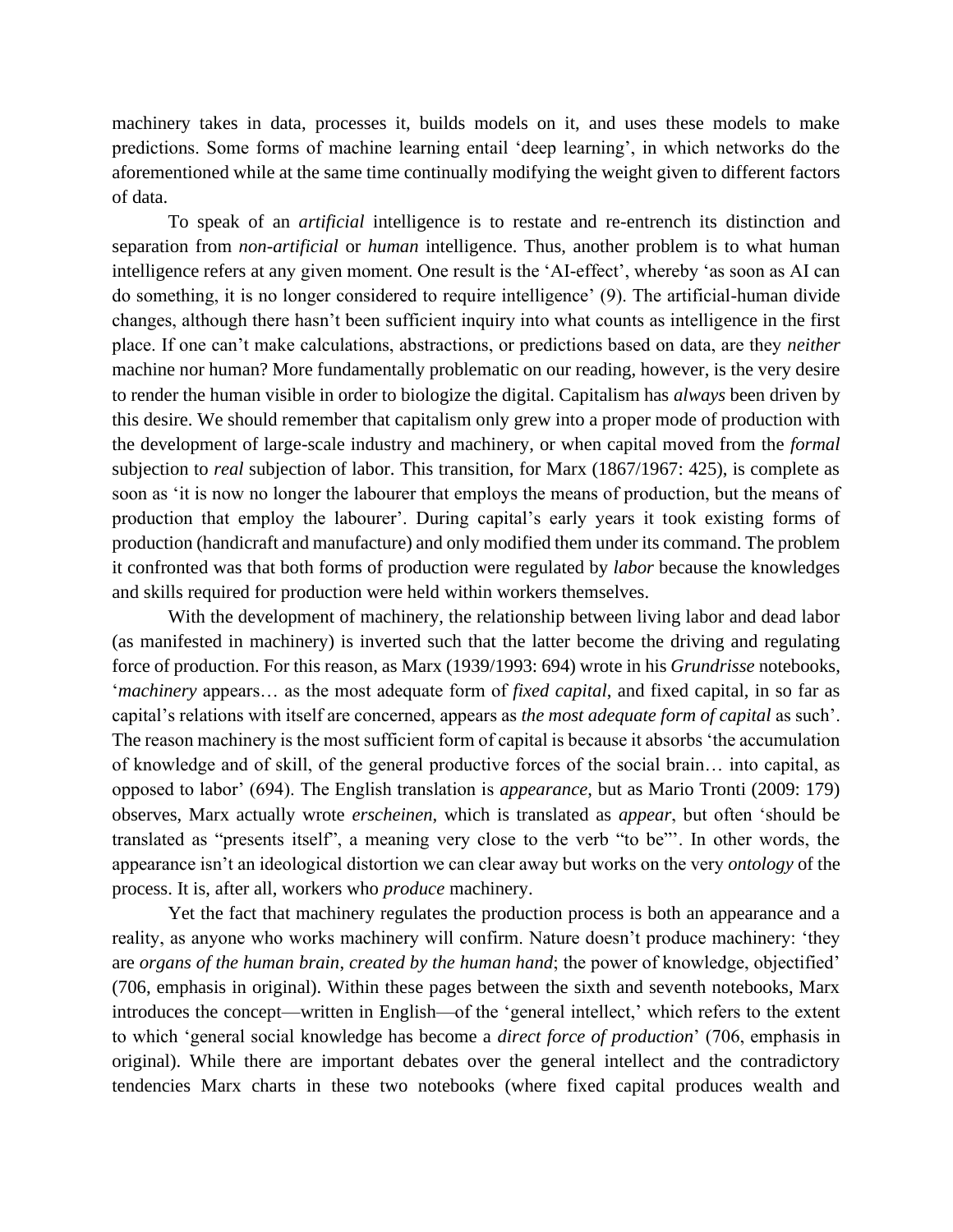machinery takes in data, processes it, builds models on it, and uses these models to make predictions. Some forms of machine learning entail 'deep learning', in which networks do the aforementioned while at the same time continually modifying the weight given to different factors of data.

To speak of an *artificial* intelligence is to restate and re-entrench its distinction and separation from *non-artificial* or *human* intelligence. Thus, another problem is to what human intelligence refers at any given moment. One result is the 'AI-effect', whereby 'as soon as AI can do something, it is no longer considered to require intelligence' (9). The artificial-human divide changes, although there hasn't been sufficient inquiry into what counts as intelligence in the first place. If one can't make calculations, abstractions, or predictions based on data, are they *neither* machine nor human? More fundamentally problematic on our reading, however, is the very desire to render the human visible in order to biologize the digital. Capitalism has *always* been driven by this desire. We should remember that capitalism only grew into a proper mode of production with the development of large-scale industry and machinery, or when capital moved from the *formal* subjection to *real* subjection of labor. This transition, for Marx (1867/1967: 425), is complete as soon as 'it is now no longer the labourer that employs the means of production, but the means of production that employ the labourer'. During capital's early years it took existing forms of production (handicraft and manufacture) and only modified them under its command. The problem it confronted was that both forms of production were regulated by *labor* because the knowledges and skills required for production were held within workers themselves.

With the development of machinery, the relationship between living labor and dead labor (as manifested in machinery) is inverted such that the latter become the driving and regulating force of production. For this reason, as Marx (1939/1993: 694) wrote in his *Grundrisse* notebooks, '*machinery* appears… as the most adequate form of *fixed capital*, and fixed capital, in so far as capital's relations with itself are concerned, appears as *the most adequate form of capital* as such'. The reason machinery is the most sufficient form of capital is because it absorbs 'the accumulation of knowledge and of skill, of the general productive forces of the social brain… into capital, as opposed to labor' (694). The English translation is *appearance*, but as Mario Tronti (2009: 179) observes, Marx actually wrote *erscheinen*, which is translated as *appear*, but often 'should be translated as "presents itself", a meaning very close to the verb "to be"'. In other words, the appearance isn't an ideological distortion we can clear away but works on the very *ontology* of the process. It is, after all, workers who *produce* machinery.

Yet the fact that machinery regulates the production process is both an appearance and a reality, as anyone who works machinery will confirm. Nature doesn't produce machinery: 'they are *organs of the human brain*, *created by the human hand*; the power of knowledge, objectified' (706, emphasis in original). Within these pages between the sixth and seventh notebooks, Marx introduces the concept—written in English—of the 'general intellect,' which refers to the extent to which 'general social knowledge has become a *direct force of production*' (706, emphasis in original). While there are important debates over the general intellect and the contradictory tendencies Marx charts in these two notebooks (where fixed capital produces wealth and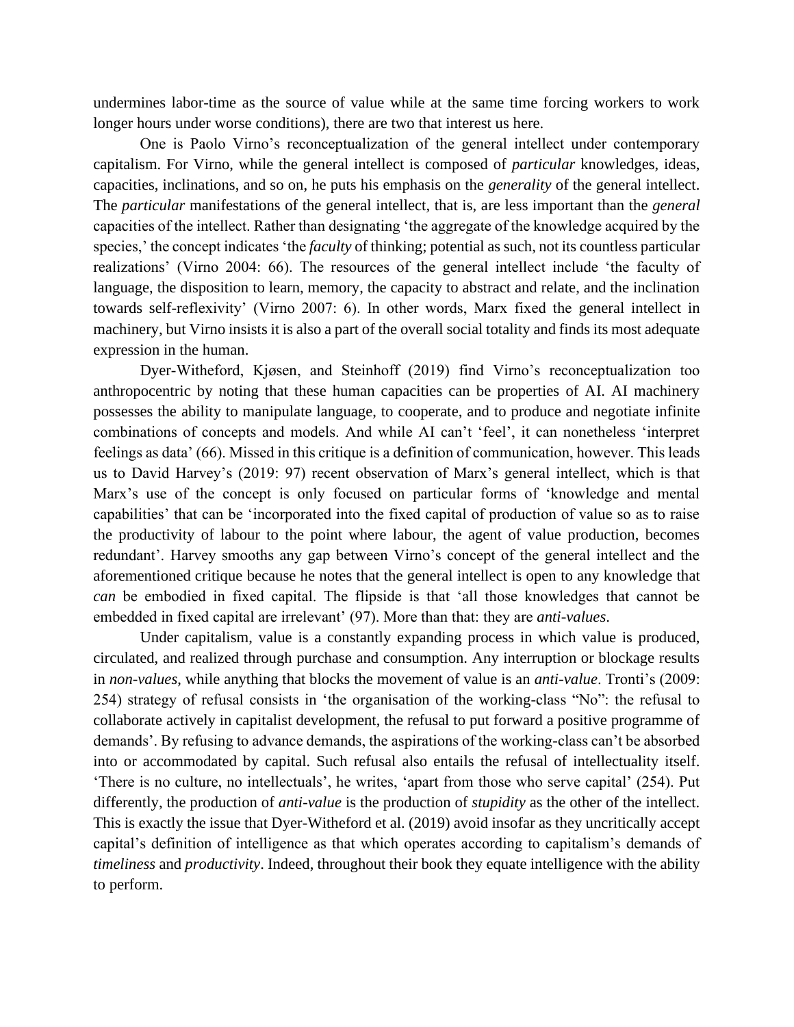undermines labor-time as the source of value while at the same time forcing workers to work longer hours under worse conditions), there are two that interest us here.

One is Paolo Virno's reconceptualization of the general intellect under contemporary capitalism. For Virno, while the general intellect is composed of *particular* knowledges, ideas, capacities, inclinations, and so on, he puts his emphasis on the *generality* of the general intellect. The *particular* manifestations of the general intellect, that is, are less important than the *general* capacities of the intellect. Rather than designating 'the aggregate of the knowledge acquired by the species,' the concept indicates 'the *faculty* of thinking; potential as such, not its countless particular realizations' (Virno 2004: 66). The resources of the general intellect include 'the faculty of language, the disposition to learn, memory, the capacity to abstract and relate, and the inclination towards self-reflexivity' (Virno 2007: 6). In other words, Marx fixed the general intellect in machinery, but Virno insists it is also a part of the overall social totality and finds its most adequate expression in the human.

Dyer-Witheford, Kjøsen, and Steinhoff (2019) find Virno's reconceptualization too anthropocentric by noting that these human capacities can be properties of AI. AI machinery possesses the ability to manipulate language, to cooperate, and to produce and negotiate infinite combinations of concepts and models. And while AI can't 'feel', it can nonetheless 'interpret feelings as data' (66). Missed in this critique is a definition of communication, however. This leads us to David Harvey's (2019: 97) recent observation of Marx's general intellect, which is that Marx's use of the concept is only focused on particular forms of 'knowledge and mental capabilities' that can be 'incorporated into the fixed capital of production of value so as to raise the productivity of labour to the point where labour, the agent of value production, becomes redundant'. Harvey smooths any gap between Virno's concept of the general intellect and the aforementioned critique because he notes that the general intellect is open to any knowledge that *can* be embodied in fixed capital. The flipside is that 'all those knowledges that cannot be embedded in fixed capital are irrelevant' (97). More than that: they are *anti-values*.

Under capitalism, value is a constantly expanding process in which value is produced, circulated, and realized through purchase and consumption. Any interruption or blockage results in *non-values*, while anything that blocks the movement of value is an *anti-value*. Tronti's (2009: 254) strategy of refusal consists in 'the organisation of the working-class "No": the refusal to collaborate actively in capitalist development, the refusal to put forward a positive programme of demands'. By refusing to advance demands, the aspirations of the working-class can't be absorbed into or accommodated by capital. Such refusal also entails the refusal of intellectuality itself. 'There is no culture, no intellectuals', he writes, 'apart from those who serve capital' (254). Put differently, the production of *anti-value* is the production of *stupidity* as the other of the intellect. This is exactly the issue that Dyer-Witheford et al. (2019) avoid insofar as they uncritically accept capital's definition of intelligence as that which operates according to capitalism's demands of *timeliness* and *productivity*. Indeed, throughout their book they equate intelligence with the ability to perform.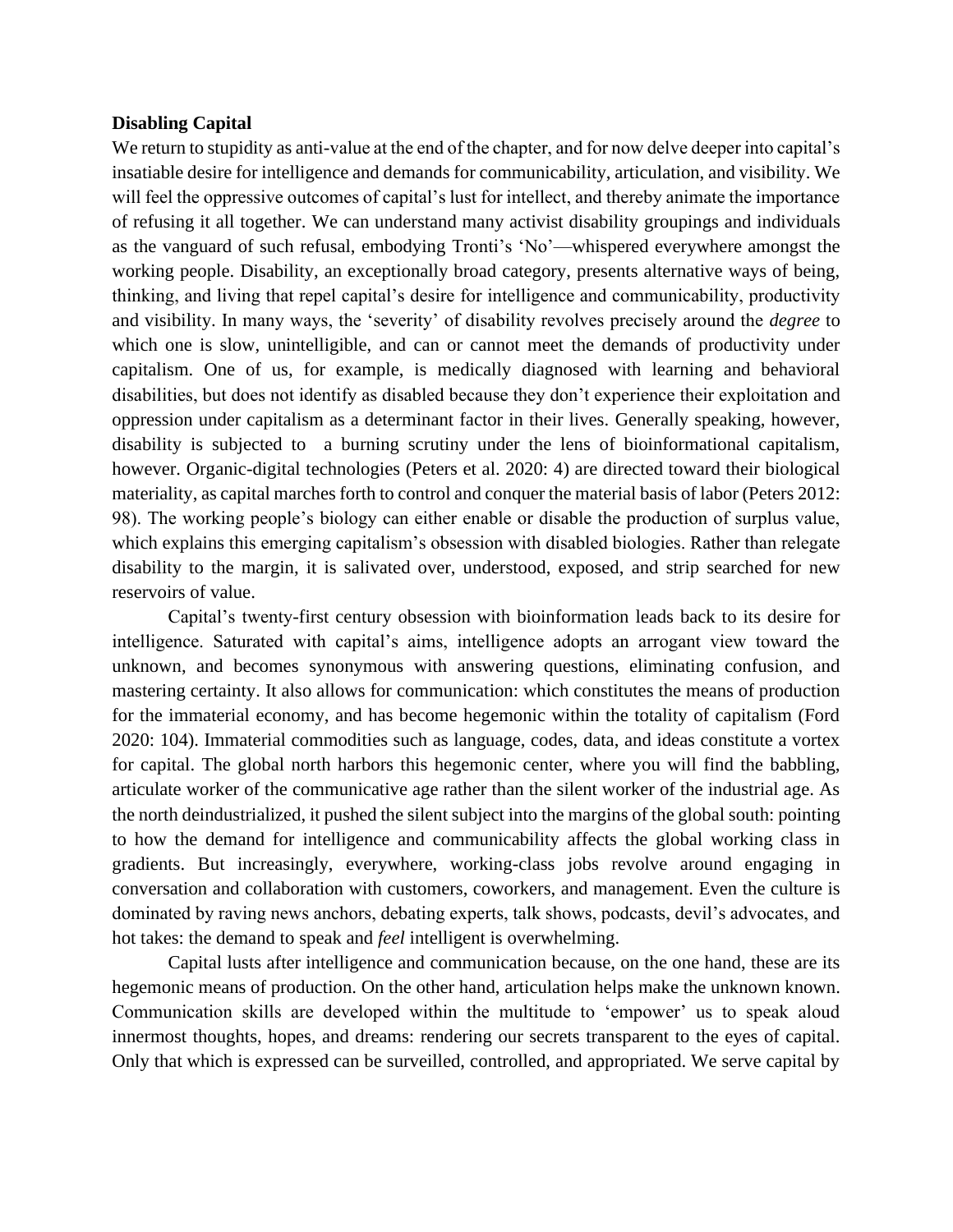**Disabling Capital**

We return to stupidity as anti-value at the end of the chapter, and for now delve deeper into capital's insatiable desire for intelligence and demands for communicability, articulation, and visibility. We will feel the oppressive outcomes of capital's lust for intellect, and thereby animate the importance of refusing it all together. We can understand many activist disability groupings and individuals as the vanguard of such refusal, embodying Tronti's 'No'—whispered everywhere amongst the working people. Disability, an exceptionally broad category, presents alternative ways of being, thinking, and living that repel capital's desire for intelligence and communicability, productivity and visibility. In many ways, the 'severity' of disability revolves precisely around the *degree* to which one is slow, unintelligible, and can or cannot meet the demands of productivity under capitalism. One of us, for example, is medically diagnosed with learning and behavioral disabilities, but does not identify as disabled because they don't experience their exploitation and oppression under capitalism as a determinant factor in their lives. Generally speaking, however, disability is subjected to a burning scrutiny under the lens of bioinformational capitalism, however. Organic-digital technologies (Peters et al. 2020: 4) are directed toward their biological materiality, as capital marches forth to control and conquer the material basis of labor (Peters 2012: 98). The working people's biology can either enable or disable the production of surplus value, which explains this emerging capitalism's obsession with disabled biologies. Rather than relegate disability to the margin, it is salivated over, understood, exposed, and strip searched for new reservoirs of value.

Capital's twenty-first century obsession with bioinformation leads back to its desire for intelligence. Saturated with capital's aims, intelligence adopts an arrogant view toward the unknown, and becomes synonymous with answering questions, eliminating confusion, and mastering certainty. It also allows for communication: which constitutes the means of production for the immaterial economy, and has become hegemonic within the totality of capitalism (Ford 2020: 104). Immaterial commodities such as language, codes, data, and ideas constitute a vortex for capital. The global north harbors this hegemonic center, where you will find the babbling, articulate worker of the communicative age rather than the silent worker of the industrial age. As the north deindustrialized, it pushed the silent subject into the margins of the global south: pointing to how the demand for intelligence and communicability affects the global working class in gradients. But increasingly, everywhere, working-class jobs revolve around engaging in conversation and collaboration with customers, coworkers, and management. Even the culture is dominated by raving news anchors, debating experts, talk shows, podcasts, devil's advocates, and hot takes: the demand to speak and *feel* intelligent is overwhelming.

Capital lusts after intelligence and communication because, on the one hand, these are its hegemonic means of production. On the other hand, articulation helps make the unknown known. Communication skills are developed within the multitude to 'empower' us to speak aloud innermost thoughts, hopes, and dreams: rendering our secrets transparent to the eyes of capital. Only that which is expressed can be surveilled, controlled, and appropriated. We serve capital by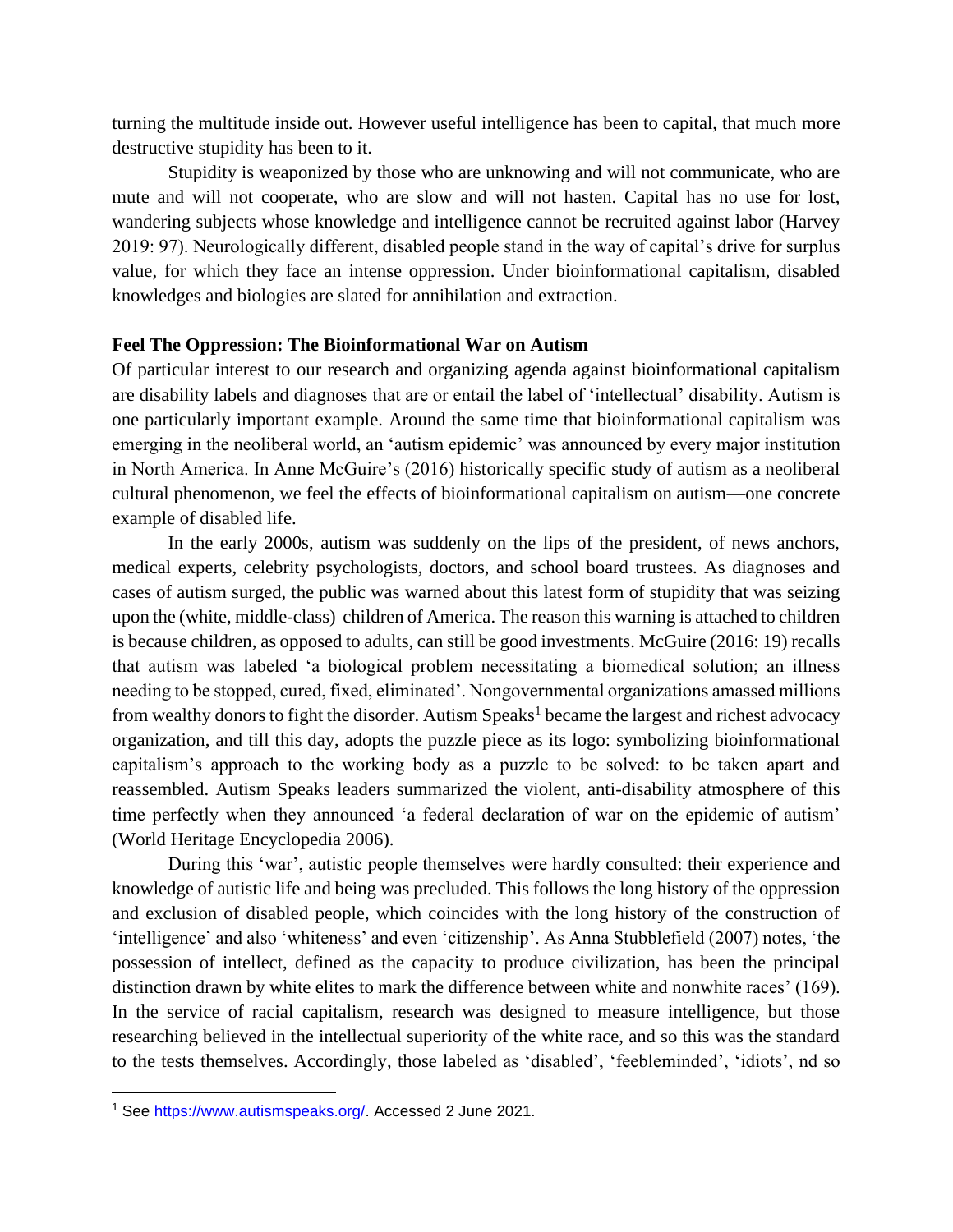turning the multitude inside out. However useful intelligence has been to capital, that much more destructive stupidity has been to it.

Stupidity is weaponized by those who are unknowing and will not communicate, who are mute and will not cooperate, who are slow and will not hasten. Capital has no use for lost, wandering subjects whose knowledge and intelligence cannot be recruited against labor (Harvey 2019: 97). Neurologically different, disabled people stand in the way of capital's drive for surplus value, for which they face an intense oppression. Under bioinformational capitalism, disabled knowledges and biologies are slated for annihilation and extraction.

**Feel The Oppression: The Bioinformational War on Autism**

Of particular interest to our research and organizing agenda against bioinformational capitalism are disability labels and diagnoses that are or entail the label of 'intellectual' disability. Autism is one particularly important example. Around the same time that bioinformational capitalism was emerging in the neoliberal world, an 'autism epidemic' was announced by every major institution in North America. In Anne McGuire's (2016) historically specific study of autism as a neoliberal cultural phenomenon, we feel the effects of bioinformational capitalism on autism—one concrete example of disabled life.

In the early 2000s, autism was suddenly on the lips of the president, of news anchors, medical experts, celebrity psychologists, doctors, and school board trustees. As diagnoses and cases of autism surged, the public was warned about this latest form of stupidity that was seizing upon the (white, middle-class) children of America. The reason this warning is attached to children is because children, as opposed to adults, can still be good investments. McGuire (2016: 19) recalls that autism was labeled 'a biological problem necessitating a biomedical solution; an illness needing to be stopped, cured, fixed, eliminated'. Nongovernmental organizations amassed millions from wealthy donors to fight the disorder. Autism Speaks[1] became the largest and richest advocacy organization, and till this day, adopts the puzzle piece as its logo: symbolizing bioinformational capitalism's approach to the working body as a puzzle to be solved: to be taken apart and reassembled. Autism Speaks leaders summarized the violent, anti-disability atmosphere of this time perfectly when they announced 'a federal declaration of war on the epidemic of autism' (World Heritage Encyclopedia 2006).

During this 'war', autistic people themselves were hardly consulted: their experience and knowledge of autistic life and being was precluded. This follows the long history of the oppression and exclusion of disabled people, which coincides with the long history of the construction of 'intelligence' and also 'whiteness' and even 'citizenship'. As Anna Stubblefield (2007) notes, 'the possession of intellect, defined as the capacity to produce civilization, has been the principal distinction drawn by white elites to mark the difference between white and nonwhite races' (169). In the service of racial capitalism, research was designed to measure intelligence, but those researching believed in the intellectual superiority of the white race, and so this was the standard to the tests themselves. Accordingly, those labeled as 'disabled', 'feebleminded', 'idiots', nd so

[1] See https://www.autismspeaks.org/. Accessed 2 June 2021.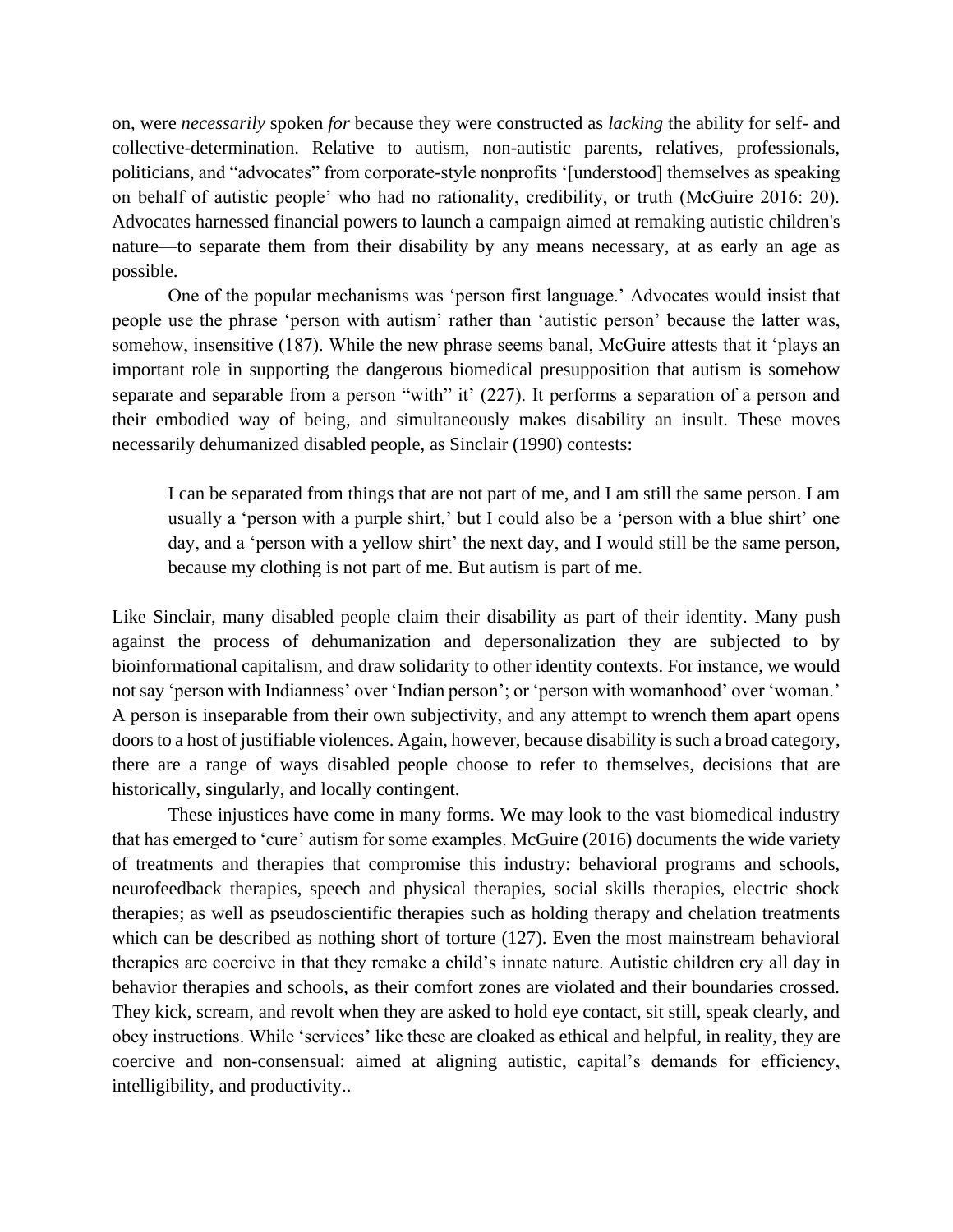on, were *necessarily* spoken *for* because they were constructed as *lacking* the ability for self- and collective-determination. Relative to autism, non-autistic parents, relatives, professionals, politicians, and "advocates" from corporate-style nonprofits '[understood] themselves as speaking on behalf of autistic people' who had no rationality, credibility, or truth (McGuire 2016: 20). Advocates harnessed financial powers to launch a campaign aimed at remaking autistic children's nature—to separate them from their disability by any means necessary, at as early an age as possible.

One of the popular mechanisms was 'person first language.' Advocates would insist that people use the phrase 'person with autism' rather than 'autistic person' because the latter was, somehow, insensitive (187). While the new phrase seems banal, McGuire attests that it 'plays an important role in supporting the dangerous biomedical presupposition that autism is somehow separate and separable from a person "with" it' (227). It performs a separation of a person and their embodied way of being, and simultaneously makes disability an insult. These moves necessarily dehumanized disabled people, as Sinclair (1990) contests:

> I can be separated from things that are not part of me, and I am still the same person. I am usually a 'person with a purple shirt,' but I could also be a 'person with a blue shirt' one day, and a 'person with a yellow shirt' the next day, and I would still be the same person, because my clothing is not part of me. But autism is part of me.

Like Sinclair, many disabled people claim their disability as part of their identity. Many push against the process of dehumanization and depersonalization they are subjected to by bioinformational capitalism, and draw solidarity to other identity contexts. For instance, we would not say 'person with Indianness' over 'Indian person'; or 'person with womanhood' over 'woman.' A person is inseparable from their own subjectivity, and any attempt to wrench them apart opens doors to a host of justifiable violences. Again, however, because disability is such a broad category, there are a range of ways disabled people choose to refer to themselves, decisions that are historically, singularly, and locally contingent.

These injustices have come in many forms. We may look to the vast biomedical industry that has emerged to 'cure' autism for some examples. McGuire (2016) documents the wide variety of treatments and therapies that compromise this industry: behavioral programs and schools, neurofeedback therapies, speech and physical therapies, social skills therapies, electric shock therapies; as well as pseudoscientific therapies such as holding therapy and chelation treatments which can be described as nothing short of torture (127). Even the most mainstream behavioral therapies are coercive in that they remake a child's innate nature. Autistic children cry all day in behavior therapies and schools, as their comfort zones are violated and their boundaries crossed. They kick, scream, and revolt when they are asked to hold eye contact, sit still, speak clearly, and obey instructions. While 'services' like these are cloaked as ethical and helpful, in reality, they are coercive and non-consensual: aimed at aligning autistic, capital's demands for efficiency, intelligibility, and productivity..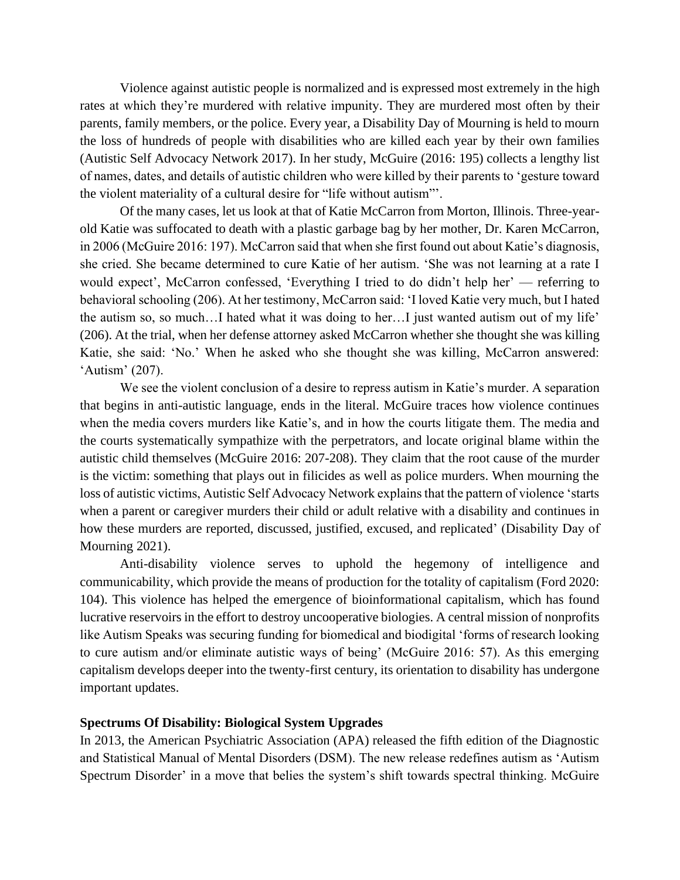Violence against autistic people is normalized and is expressed most extremely in the high rates at which they're murdered with relative impunity. They are murdered most often by their parents, family members, or the police. Every year, a Disability Day of Mourning is held to mourn the loss of hundreds of people with disabilities who are killed each year by their own families (Autistic Self Advocacy Network 2017). In her study, McGuire (2016: 195) collects a lengthy list of names, dates, and details of autistic children who were killed by their parents to 'gesture toward the violent materiality of a cultural desire for "life without autism"'.

Of the many cases, let us look at that of Katie McCarron from Morton, Illinois. Three-year-old Katie was suffocated to death with a plastic garbage bag by her mother, Dr. Karen McCarron, in 2006 (McGuire 2016: 197). McCarron said that when she first found out about Katie's diagnosis, she cried. She became determined to cure Katie of her autism. 'She was not learning at a rate I would expect', McCarron confessed, 'Everything I tried to do didn't help her' — referring to behavioral schooling (206). At her testimony, McCarron said: 'I loved Katie very much, but I hated the autism so, so much…I hated what it was doing to her…I just wanted autism out of my life' (206). At the trial, when her defense attorney asked McCarron whether she thought she was killing Katie, she said: 'No.' When he asked who she thought she was killing, McCarron answered: 'Autism' (207).

We see the violent conclusion of a desire to repress autism in Katie's murder. A separation that begins in anti-autistic language, ends in the literal. McGuire traces how violence continues when the media covers murders like Katie's, and in how the courts litigate them. The media and the courts systematically sympathize with the perpetrators, and locate original blame within the autistic child themselves (McGuire 2016: 207-208). They claim that the root cause of the murder is the victim: something that plays out in filicides as well as police murders. When mourning the loss of autistic victims, Autistic Self Advocacy Network explains that the pattern of violence 'starts when a parent or caregiver murders their child or adult relative with a disability and continues in how these murders are reported, discussed, justified, excused, and replicated' (Disability Day of Mourning 2021).

Anti-disability violence serves to uphold the hegemony of intelligence and communicability, which provide the means of production for the totality of capitalism (Ford 2020: 104). This violence has helped the emergence of bioinformational capitalism, which has found lucrative reservoirs in the effort to destroy uncooperative biologies. A central mission of nonprofits like Autism Speaks was securing funding for biomedical and biodigital 'forms of research looking to cure autism and/or eliminate autistic ways of being' (McGuire 2016: 57). As this emerging capitalism develops deeper into the twenty-first century, its orientation to disability has undergone important updates.

## Spectrums Of Disability: Biological System Upgrades

In 2013, the American Psychiatric Association (APA) released the fifth edition of the Diagnostic and Statistical Manual of Mental Disorders (DSM). The new release redefines autism as 'Autism Spectrum Disorder' in a move that belies the system's shift towards spectral thinking. McGuire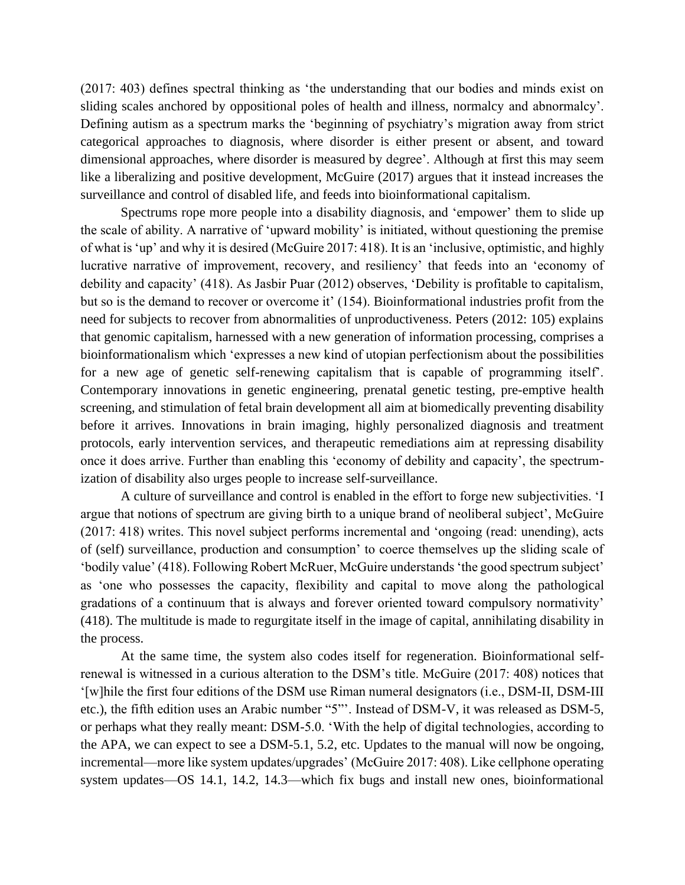(2017: 403) defines spectral thinking as 'the understanding that our bodies and minds exist on sliding scales anchored by oppositional poles of health and illness, normalcy and abnormalcy'. Defining autism as a spectrum marks the 'beginning of psychiatry's migration away from strict categorical approaches to diagnosis, where disorder is either present or absent, and toward dimensional approaches, where disorder is measured by degree'. Although at first this may seem like a liberalizing and positive development, McGuire (2017) argues that it instead increases the surveillance and control of disabled life, and feeds into bioinformational capitalism.

Spectrums rope more people into a disability diagnosis, and 'empower' them to slide up the scale of ability. A narrative of 'upward mobility' is initiated, without questioning the premise of what is 'up' and why it is desired (McGuire 2017: 418). It is an 'inclusive, optimistic, and highly lucrative narrative of improvement, recovery, and resiliency' that feeds into an 'economy of debility and capacity' (418). As Jasbir Puar (2012) observes, 'Debility is profitable to capitalism, but so is the demand to recover or overcome it' (154). Bioinformational industries profit from the need for subjects to recover from abnormalities of unproductiveness. Peters (2012: 105) explains that genomic capitalism, harnessed with a new generation of information processing, comprises a bioinformationalism which 'expresses a new kind of utopian perfectionism about the possibilities for a new age of genetic self-renewing capitalism that is capable of programming itself'. Contemporary innovations in genetic engineering, prenatal genetic testing, pre-emptive health screening, and stimulation of fetal brain development all aim at biomedically preventing disability before it arrives. Innovations in brain imaging, highly personalized diagnosis and treatment protocols, early intervention services, and therapeutic remediations aim at repressing disability once it does arrive. Further than enabling this 'economy of debility and capacity', the spectrum-ization of disability also urges people to increase self-surveillance.

A culture of surveillance and control is enabled in the effort to forge new subjectivities. 'I argue that notions of spectrum are giving birth to a unique brand of neoliberal subject', McGuire (2017: 418) writes. This novel subject performs incremental and 'ongoing (read: unending), acts of (self) surveillance, production and consumption' to coerce themselves up the sliding scale of 'bodily value' (418). Following Robert McRuer, McGuire understands 'the good spectrum subject' as 'one who possesses the capacity, flexibility and capital to move along the pathological gradations of a continuum that is always and forever oriented toward compulsory normativity' (418). The multitude is made to regurgitate itself in the image of capital, annihilating disability in the process.

At the same time, the system also codes itself for regeneration. Bioinformational self-renewal is witnessed in a curious alteration to the DSM's title. McGuire (2017: 408) notices that '[w]hile the first four editions of the DSM use Riman numeral designators (i.e., DSM-II, DSM-III etc.), the fifth edition uses an Arabic number "5"'. Instead of DSM-V, it was released as DSM-5, or perhaps what they really meant: DSM-5.0. 'With the help of digital technologies, according to the APA, we can expect to see a DSM-5.1, 5.2, etc. Updates to the manual will now be ongoing, incremental—more like system updates/upgrades' (McGuire 2017: 408). Like cellphone operating system updates—OS 14.1, 14.2, 14.3—which fix bugs and install new ones, bioinformational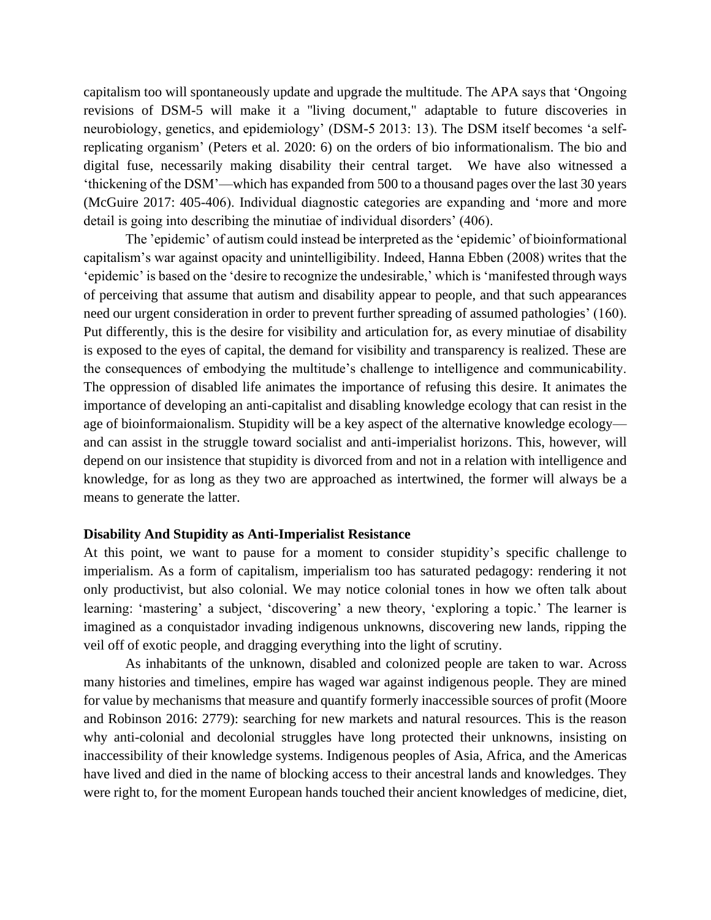capitalism too will spontaneously update and upgrade the multitude. The APA says that 'Ongoing revisions of DSM-5 will make it a "living document," adaptable to future discoveries in neurobiology, genetics, and epidemiology' (DSM-5 2013: 13). The DSM itself becomes 'a self-replicating organism' (Peters et al. 2020: 6) on the orders of bio informationalism. The bio and digital fuse, necessarily making disability their central target. We have also witnessed a 'thickening of the DSM'—which has expanded from 500 to a thousand pages over the last 30 years (McGuire 2017: 405-406). Individual diagnostic categories are expanding and 'more and more detail is going into describing the minutiae of individual disorders' (406).

The 'epidemic' of autism could instead be interpreted as the 'epidemic' of bioinformational capitalism's war against opacity and unintelligibility. Indeed, Hanna Ebben (2008) writes that the 'epidemic' is based on the 'desire to recognize the undesirable,' which is 'manifested through ways of perceiving that assume that autism and disability appear to people, and that such appearances need our urgent consideration in order to prevent further spreading of assumed pathologies' (160). Put differently, this is the desire for visibility and articulation for, as every minutiae of disability is exposed to the eyes of capital, the demand for visibility and transparency is realized. These are the consequences of embodying the multitude's challenge to intelligence and communicability. The oppression of disabled life animates the importance of refusing this desire. It animates the importance of developing an anti-capitalist and disabling knowledge ecology that can resist in the age of bioinformaionalism. Stupidity will be a key aspect of the alternative knowledge ecology—and can assist in the struggle toward socialist and anti-imperialist horizons. This, however, will depend on our insistence that stupidity is divorced from and not in a relation with intelligence and knowledge, for as long as they two are approached as intertwined, the former will always be a means to generate the latter.

**Disability And Stupidity as Anti-Imperialist Resistance**

At this point, we want to pause for a moment to consider stupidity's specific challenge to imperialism. As a form of capitalism, imperialism too has saturated pedagogy: rendering it not only productivist, but also colonial. We may notice colonial tones in how we often talk about learning: 'mastering' a subject, 'discovering' a new theory, 'exploring a topic.' The learner is imagined as a conquistador invading indigenous unknowns, discovering new lands, ripping the veil off of exotic people, and dragging everything into the light of scrutiny.

As inhabitants of the unknown, disabled and colonized people are taken to war. Across many histories and timelines, empire has waged war against indigenous people. They are mined for value by mechanisms that measure and quantify formerly inaccessible sources of profit (Moore and Robinson 2016: 2779): searching for new markets and natural resources. This is the reason why anti-colonial and decolonial struggles have long protected their unknowns, insisting on inaccessibility of their knowledge systems. Indigenous peoples of Asia, Africa, and the Americas have lived and died in the name of blocking access to their ancestral lands and knowledges. They were right to, for the moment European hands touched their ancient knowledges of medicine, diet,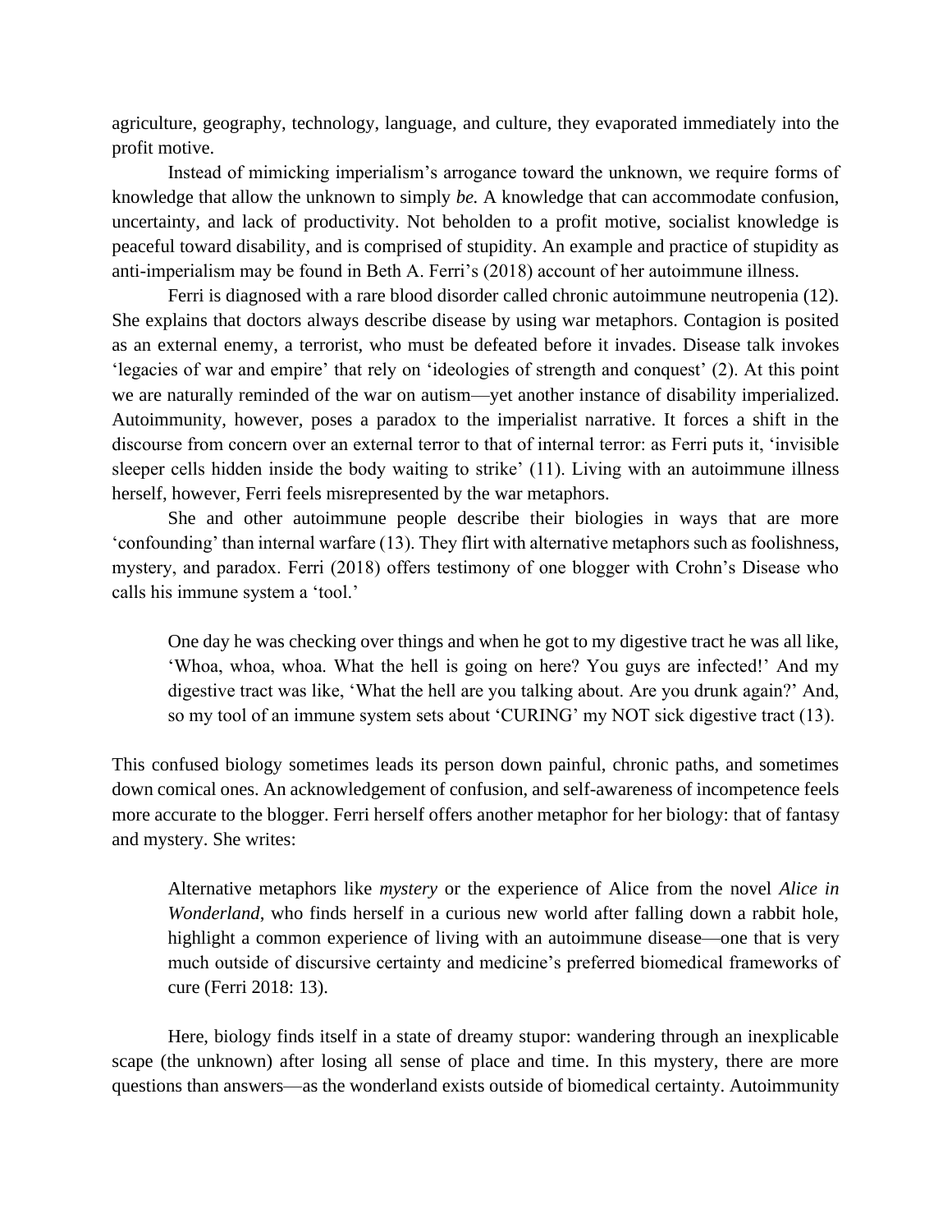agriculture, geography, technology, language, and culture, they evaporated immediately into the profit motive.

Instead of mimicking imperialism's arrogance toward the unknown, we require forms of knowledge that allow the unknown to simply *be.* A knowledge that can accommodate confusion, uncertainty, and lack of productivity. Not beholden to a profit motive, socialist knowledge is peaceful toward disability, and is comprised of stupidity. An example and practice of stupidity as anti-imperialism may be found in Beth A. Ferri's (2018) account of her autoimmune illness.

Ferri is diagnosed with a rare blood disorder called chronic autoimmune neutropenia (12). She explains that doctors always describe disease by using war metaphors. Contagion is posited as an external enemy, a terrorist, who must be defeated before it invades. Disease talk invokes 'legacies of war and empire' that rely on 'ideologies of strength and conquest' (2). At this point we are naturally reminded of the war on autism—yet another instance of disability imperialized. Autoimmunity, however, poses a paradox to the imperialist narrative. It forces a shift in the discourse from concern over an external terror to that of internal terror: as Ferri puts it, 'invisible sleeper cells hidden inside the body waiting to strike' (11). Living with an autoimmune illness herself, however, Ferri feels misrepresented by the war metaphors.

She and other autoimmune people describe their biologies in ways that are more 'confounding' than internal warfare (13). They flirt with alternative metaphors such as foolishness, mystery, and paradox. Ferri (2018) offers testimony of one blogger with Crohn's Disease who calls his immune system a 'tool.'

> One day he was checking over things and when he got to my digestive tract he was all like, 'Whoa, whoa, whoa. What the hell is going on here? You guys are infected!' And my digestive tract was like, 'What the hell are you talking about. Are you drunk again?' And, so my tool of an immune system sets about 'CURING' my NOT sick digestive tract (13).

This confused biology sometimes leads its person down painful, chronic paths, and sometimes down comical ones. An acknowledgement of confusion, and self-awareness of incompetence feels more accurate to the blogger. Ferri herself offers another metaphor for her biology: that of fantasy and mystery. She writes:

> Alternative metaphors like *mystery* or the experience of Alice from the novel *Alice in Wonderland*, who finds herself in a curious new world after falling down a rabbit hole, highlight a common experience of living with an autoimmune disease—one that is very much outside of discursive certainty and medicine's preferred biomedical frameworks of cure (Ferri 2018: 13).

Here, biology finds itself in a state of dreamy stupor: wandering through an inexplicable scape (the unknown) after losing all sense of place and time. In this mystery, there are more questions than answers—as the wonderland exists outside of biomedical certainty. Autoimmunity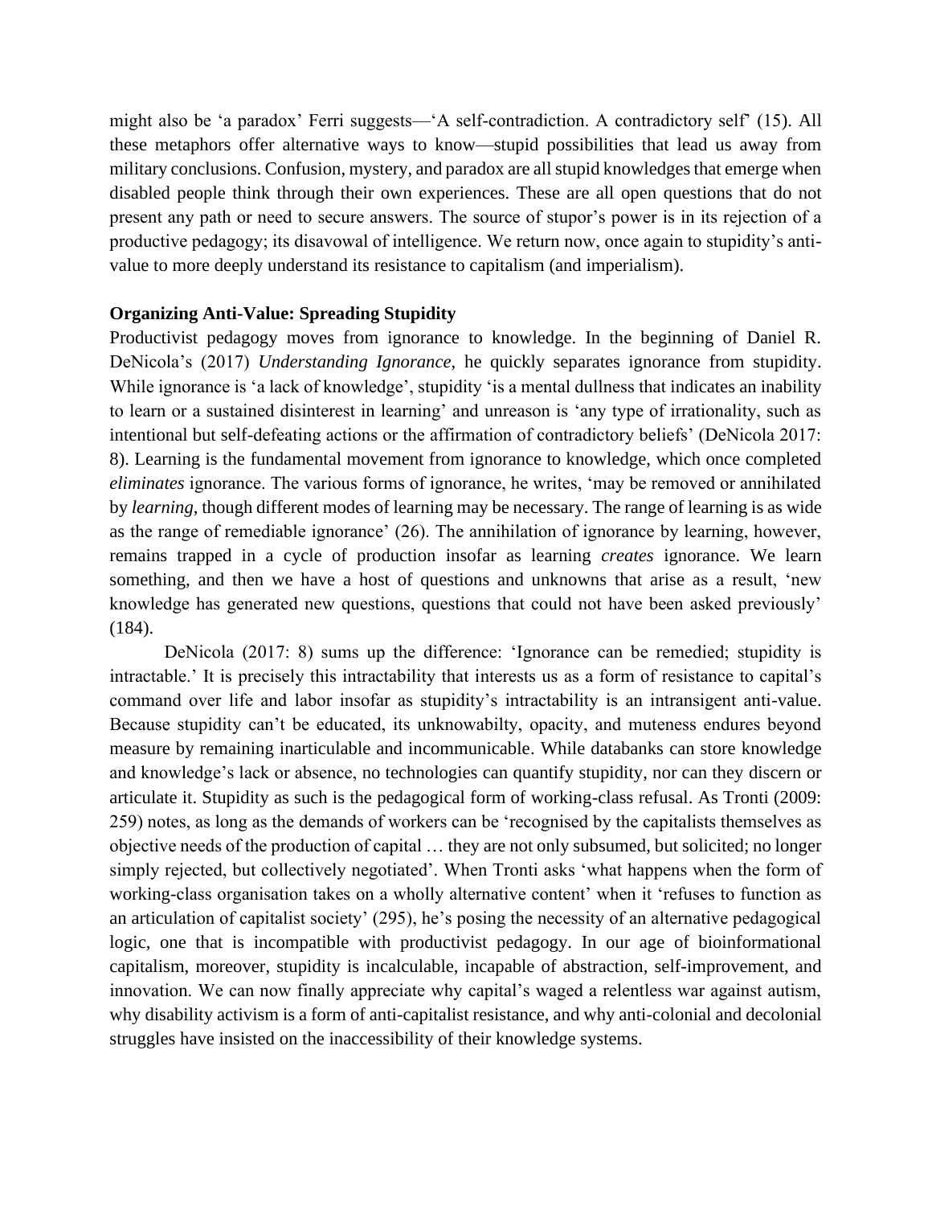might also be 'a paradox' Ferri suggests—'A self-contradiction. A contradictory self' (15). All these metaphors offer alternative ways to know—stupid possibilities that lead us away from military conclusions. Confusion, mystery, and paradox are all stupid knowledges that emerge when disabled people think through their own experiences. These are all open questions that do not present any path or need to secure answers. The source of stupor's power is in its rejection of a productive pedagogy; its disavowal of intelligence. We return now, once again to stupidity's anti-value to more deeply understand its resistance to capitalism (and imperialism).

**Organizing Anti-Value: Spreading Stupidity**

Productivist pedagogy moves from ignorance to knowledge. In the beginning of Daniel R. DeNicola's (2017) *Understanding Ignorance*, he quickly separates ignorance from stupidity. While ignorance is 'a lack of knowledge', stupidity 'is a mental dullness that indicates an inability to learn or a sustained disinterest in learning' and unreason is 'any type of irrationality, such as intentional but self-defeating actions or the affirmation of contradictory beliefs' (DeNicola 2017: 8). Learning is the fundamental movement from ignorance to knowledge, which once completed *eliminates* ignorance. The various forms of ignorance, he writes, 'may be removed or annihilated by *learning*, though different modes of learning may be necessary. The range of learning is as wide as the range of remediable ignorance' (26). The annihilation of ignorance by learning, however, remains trapped in a cycle of production insofar as learning *creates* ignorance. We learn something, and then we have a host of questions and unknowns that arise as a result, 'new knowledge has generated new questions, questions that could not have been asked previously' (184).

DeNicola (2017: 8) sums up the difference: 'Ignorance can be remedied; stupidity is intractable.' It is precisely this intractability that interests us as a form of resistance to capital's command over life and labor insofar as stupidity's intractability is an intransigent anti-value. Because stupidity can't be educated, its unknowabilty, opacity, and muteness endures beyond measure by remaining inarticulable and incommunicable. While databanks can store knowledge and knowledge's lack or absence, no technologies can quantify stupidity, nor can they discern or articulate it. Stupidity as such is the pedagogical form of working-class refusal. As Tronti (2009: 259) notes, as long as the demands of workers can be 'recognised by the capitalists themselves as objective needs of the production of capital … they are not only subsumed, but solicited; no longer simply rejected, but collectively negotiated'. When Tronti asks 'what happens when the form of working-class organisation takes on a wholly alternative content' when it 'refuses to function as an articulation of capitalist society' (295), he's posing the necessity of an alternative pedagogical logic, one that is incompatible with productivist pedagogy. In our age of bioinformational capitalism, moreover, stupidity is incalculable, incapable of abstraction, self-improvement, and innovation. We can now finally appreciate why capital's waged a relentless war against autism, why disability activism is a form of anti-capitalist resistance, and why anti-colonial and decolonial struggles have insisted on the inaccessibility of their knowledge systems.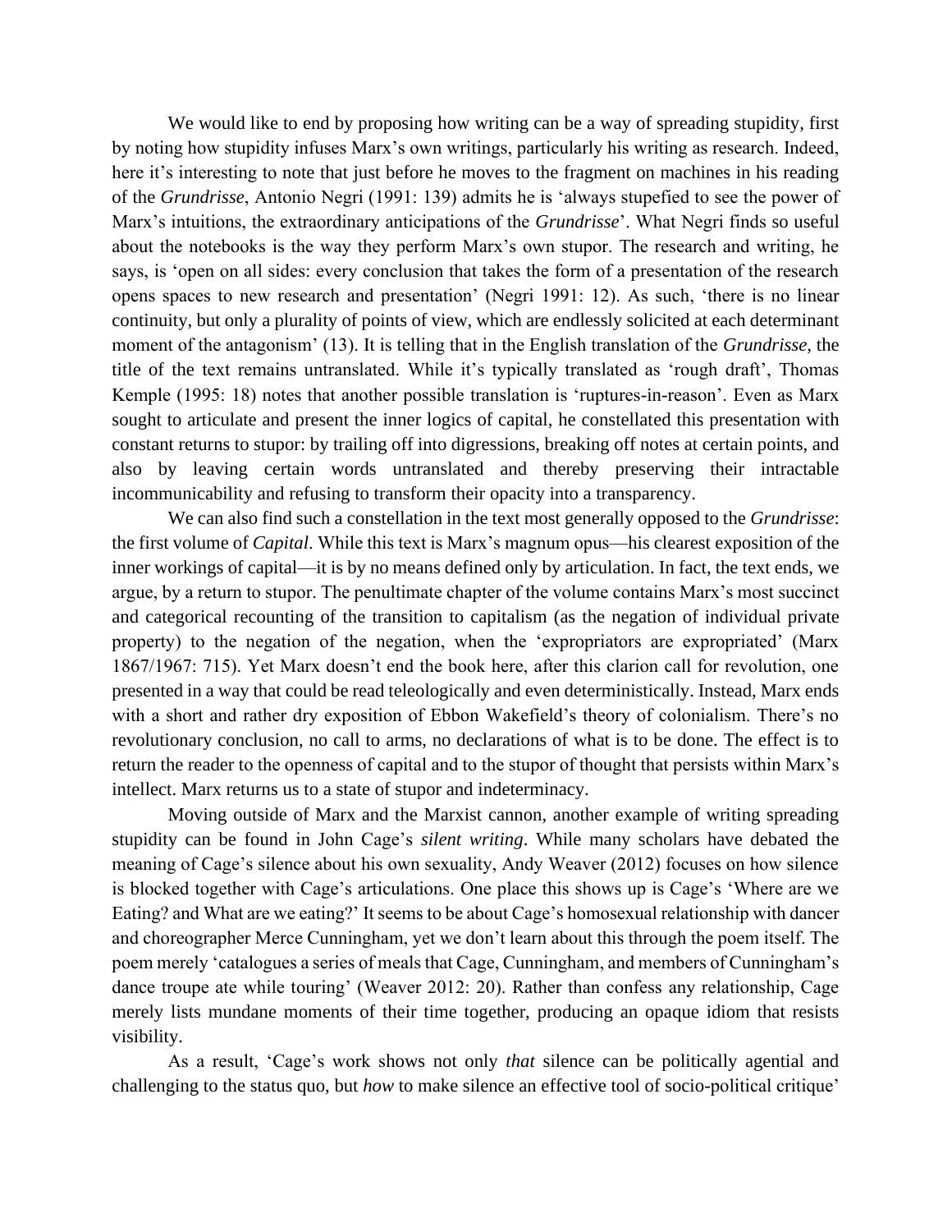We would like to end by proposing how writing can be a way of spreading stupidity, first by noting how stupidity infuses Marx's own writings, particularly his writing as research. Indeed, here it's interesting to note that just before he moves to the fragment on machines in his reading of the *Grundrisse*, Antonio Negri (1991: 139) admits he is 'always stupefied to see the power of Marx's intuitions, the extraordinary anticipations of the *Grundrisse*'. What Negri finds so useful about the notebooks is the way they perform Marx's own stupor. The research and writing, he says, is 'open on all sides: every conclusion that takes the form of a presentation of the research opens spaces to new research and presentation' (Negri 1991: 12). As such, 'there is no linear continuity, but only a plurality of points of view, which are endlessly solicited at each determinant moment of the antagonism' (13). It is telling that in the English translation of the *Grundrisse*, the title of the text remains untranslated. While it's typically translated as 'rough draft', Thomas Kemple (1995: 18) notes that another possible translation is 'ruptures-in-reason'. Even as Marx sought to articulate and present the inner logics of capital, he constellated this presentation with constant returns to stupor: by trailing off into digressions, breaking off notes at certain points, and also by leaving certain words untranslated and thereby preserving their intractable incommunicability and refusing to transform their opacity into a transparency.

We can also find such a constellation in the text most generally opposed to the *Grundrisse*: the first volume of *Capital*. While this text is Marx's magnum opus—his clearest exposition of the inner workings of capital—it is by no means defined only by articulation. In fact, the text ends, we argue, by a return to stupor. The penultimate chapter of the volume contains Marx's most succinct and categorical recounting of the transition to capitalism (as the negation of individual private property) to the negation of the negation, when the 'expropriators are expropriated' (Marx 1867/1967: 715). Yet Marx doesn't end the book here, after this clarion call for revolution, one presented in a way that could be read teleologically and even deterministically. Instead, Marx ends with a short and rather dry exposition of Ebbon Wakefield's theory of colonialism. There's no revolutionary conclusion, no call to arms, no declarations of what is to be done. The effect is to return the reader to the openness of capital and to the stupor of thought that persists within Marx's intellect. Marx returns us to a state of stupor and indeterminacy.

Moving outside of Marx and the Marxist cannon, another example of writing spreading stupidity can be found in John Cage's *silent writing*. While many scholars have debated the meaning of Cage's silence about his own sexuality, Andy Weaver (2012) focuses on how silence is blocked together with Cage's articulations. One place this shows up is Cage's 'Where are we Eating? and What are we eating?' It seems to be about Cage's homosexual relationship with dancer and choreographer Merce Cunningham, yet we don't learn about this through the poem itself. The poem merely 'catalogues a series of meals that Cage, Cunningham, and members of Cunningham's dance troupe ate while touring' (Weaver 2012: 20). Rather than confess any relationship, Cage merely lists mundane moments of their time together, producing an opaque idiom that resists visibility.

As a result, 'Cage's work shows not only *that* silence can be politically agential and challenging to the status quo, but *how* to make silence an effective tool of socio-political critique'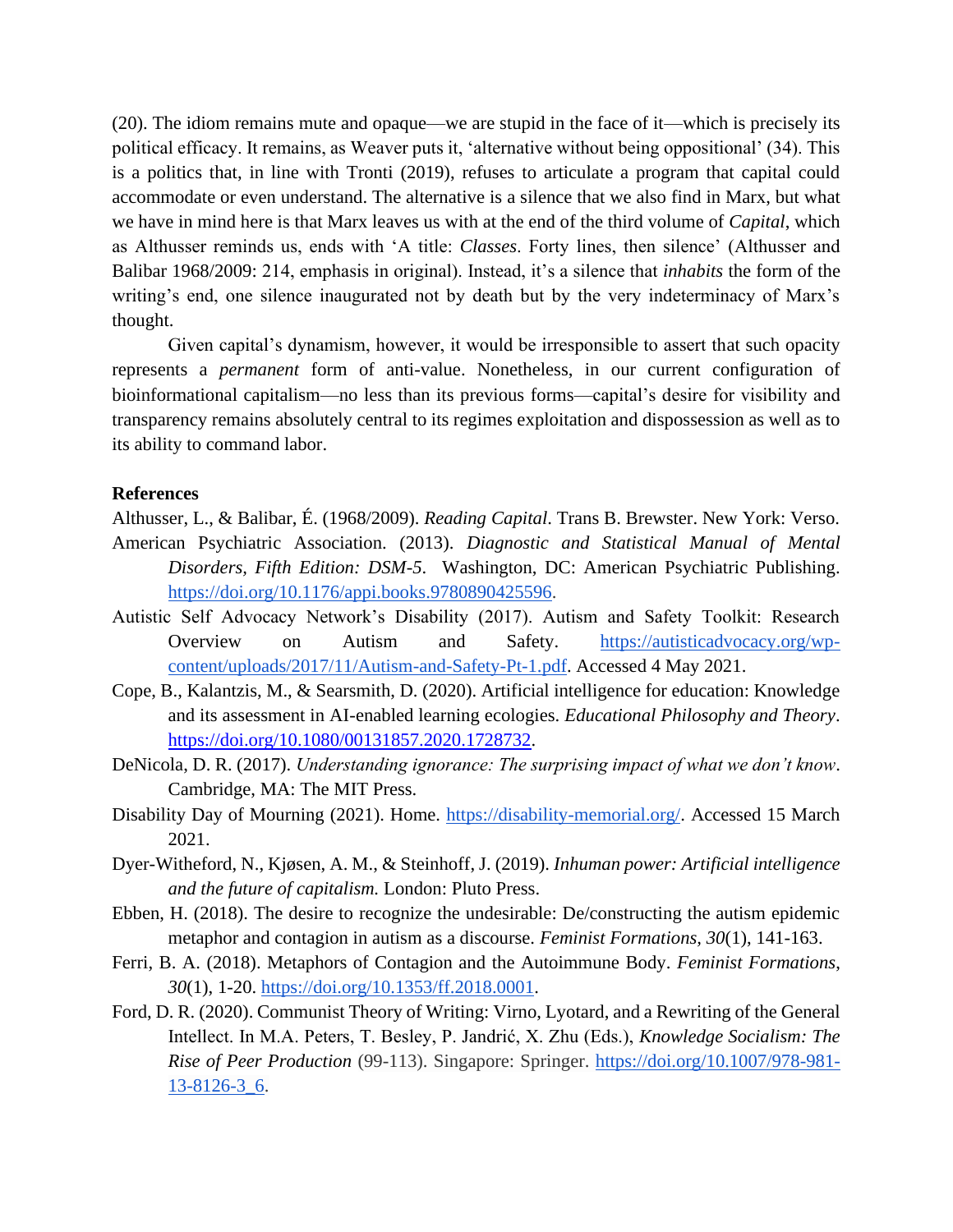(20). The idiom remains mute and opaque—we are stupid in the face of it—which is precisely its political efficacy. It remains, as Weaver puts it, 'alternative without being oppositional' (34). This is a politics that, in line with Tronti (2019), refuses to articulate a program that capital could accommodate or even understand. The alternative is a silence that we also find in Marx, but what we have in mind here is that Marx leaves us with at the end of the third volume of *Capital*, which as Althusser reminds us, ends with 'A title: *Classes*. Forty lines, then silence' (Althusser and Balibar 1968/2009: 214, emphasis in original). Instead, it's a silence that *inhabits* the form of the writing's end, one silence inaugurated not by death but by the very indeterminacy of Marx's thought.

Given capital's dynamism, however, it would be irresponsible to assert that such opacity represents a *permanent* form of anti-value. Nonetheless, in our current configuration of bioinformational capitalism—no less than its previous forms—capital's desire for visibility and transparency remains absolutely central to its regimes exploitation and dispossession as well as to its ability to command labor.

**References**

Althusser, L., & Balibar, É. (1968/2009). *Reading Capital*. Trans B. Brewster. New York: Verso.

American Psychiatric Association. (2013). *Diagnostic and Statistical Manual of Mental Disorders*, *Fifth Edition: DSM-5*. Washington, DC: American Psychiatric Publishing. https://doi.org/10.1176/appi.books.9780890425596.

Autistic Self Advocacy Network's Disability (2017). Autism and Safety Toolkit: Research Overview on Autism and Safety. https://autisticadvocacy.org/wp-content/uploads/2017/11/Autism-and-Safety-Pt-1.pdf. Accessed 4 May 2021.

Cope, B., Kalantzis, M., & Searsmith, D. (2020). Artificial intelligence for education: Knowledge and its assessment in AI-enabled learning ecologies. *Educational Philosophy and Theory*. https://doi.org/10.1080/00131857.2020.1728732.

DeNicola, D. R. (2017). *Understanding ignorance: The surprising impact of what we don't know*. Cambridge, MA: The MIT Press.

Disability Day of Mourning (2021). Home. https://disability-memorial.org/. Accessed 15 March 2021.

Dyer-Witheford, N., Kjøsen, A. M., & Steinhoff, J. (2019). *Inhuman power: Artificial intelligence and the future of capitalism.* London: Pluto Press.

Ebben, H. (2018). The desire to recognize the undesirable: De/constructing the autism epidemic metaphor and contagion in autism as a discourse. *Feminist Formations, 30*(1), 141-163.

Ferri, B. A. (2018). Metaphors of Contagion and the Autoimmune Body. *Feminist Formations*, *30*(1), 1-20. https://doi.org/10.1353/ff.2018.0001.

Ford, D. R. (2020). Communist Theory of Writing: Virno, Lyotard, and a Rewriting of the General Intellect. In M.A. Peters, T. Besley, P. Jandrić, X. Zhu (Eds.), *Knowledge Socialism: The Rise of Peer Production* (99-113). Singapore: Springer. https://doi.org/10.1007/978-981-13-8126-3_6.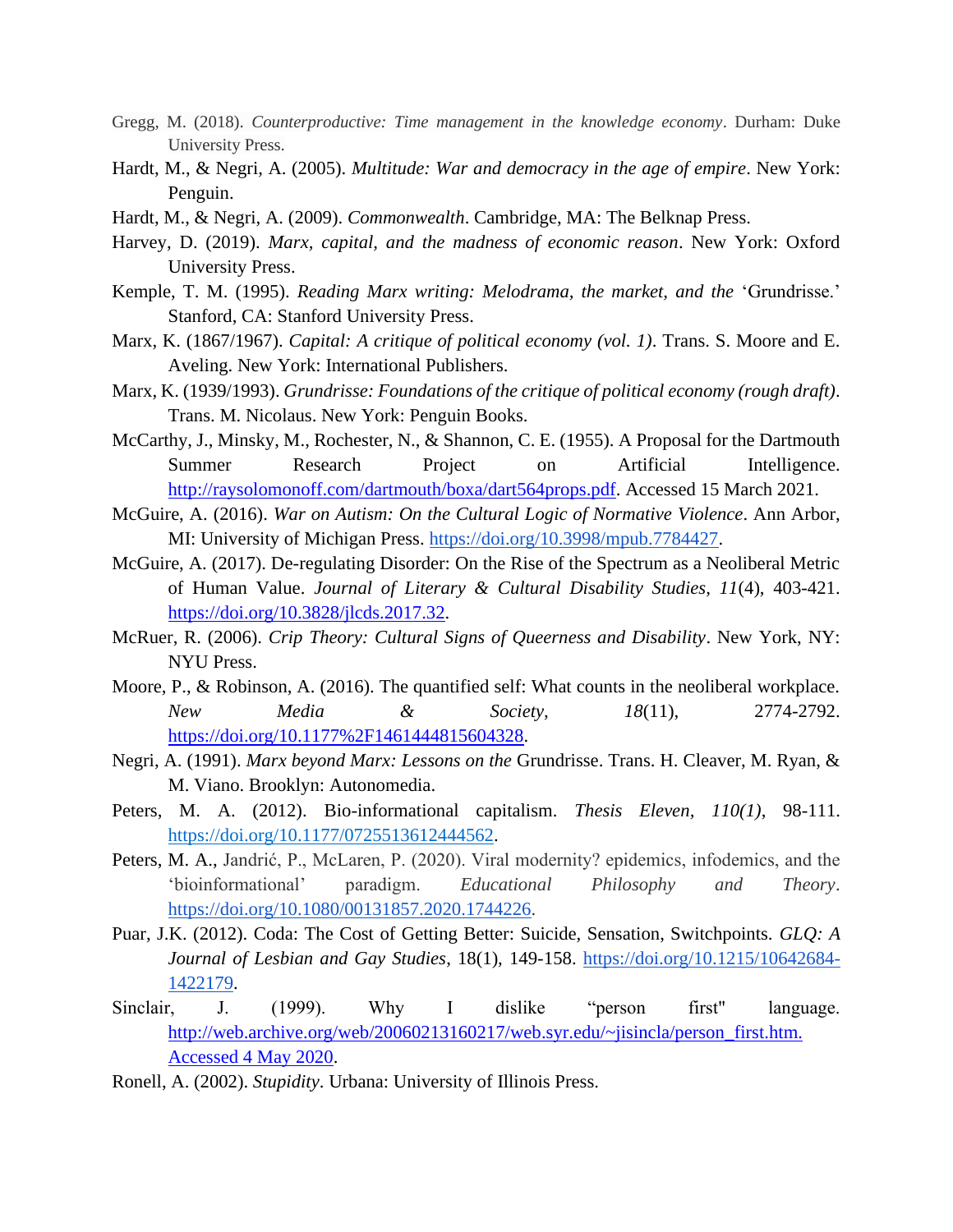Gregg, M. (2018). *Counterproductive: Time management in the knowledge economy*. Durham: Duke University Press.

Hardt, M., & Negri, A. (2005). *Multitude: War and democracy in the age of empire*. New York: Penguin.

Hardt, M., & Negri, A. (2009). *Commonwealth*. Cambridge, MA: The Belknap Press.

Harvey, D. (2019). *Marx, capital, and the madness of economic reason*. New York: Oxford University Press.

Kemple, T. M. (1995). *Reading Marx writing: Melodrama, the market, and the* 'Grundrisse.' Stanford, CA: Stanford University Press.

Marx, K. (1867/1967). *Capital: A critique of political economy (vol. 1)*. Trans. S. Moore and E. Aveling. New York: International Publishers.

Marx, K. (1939/1993). *Grundrisse: Foundations of the critique of political economy (rough draft)*. Trans. M. Nicolaus. New York: Penguin Books.

McCarthy, J., Minsky, M., Rochester, N., & Shannon, C. E. (1955). A Proposal for the Dartmouth Summer Research Project on Artificial Intelligence. http://raysolomonoff.com/dartmouth/boxa/dart564props.pdf. Accessed 15 March 2021.

McGuire, A. (2016). *War on Autism: On the Cultural Logic of Normative Violence*. Ann Arbor, MI: University of Michigan Press. https://doi.org/10.3998/mpub.7784427.

McGuire, A. (2017). De-regulating Disorder: On the Rise of the Spectrum as a Neoliberal Metric of Human Value. *Journal of Literary & Cultural Disability Studies*, *11*(4), 403-421. https://doi.org/10.3828/jlcds.2017.32.

McRuer, R. (2006). *Crip Theory: Cultural Signs of Queerness and Disability*. New York, NY: NYU Press.

Moore, P., & Robinson, A. (2016). The quantified self: What counts in the neoliberal workplace. *New Media & Society*, *18*(11), 2774-2792. https://doi.org/10.1177%2F1461444815604328.

Negri, A. (1991). *Marx beyond Marx: Lessons on the* Grundrisse. Trans. H. Cleaver, M. Ryan, & M. Viano. Brooklyn: Autonomedia.

Peters, M. A. (2012). Bio-informational capitalism. *Thesis Eleven*, *110(1)*, 98-111. https://doi.org/10.1177/0725513612444562.

Peters, M. A., Jandrić, P., McLaren, P. (2020). Viral modernity? epidemics, infodemics, and the 'bioinformational' paradigm. *Educational Philosophy and Theory*. https://doi.org/10.1080/00131857.2020.1744226.

Puar, J.K. (2012). Coda: The Cost of Getting Better: Suicide, Sensation, Switchpoints. *GLQ: A Journal of Lesbian and Gay Studies*, 18(1), 149-158. https://doi.org/10.1215/10642684-1422179.

Sinclair, J. (1999). Why I dislike "person first" language. http://web.archive.org/web/20060213160217/web.syr.edu/~jisincla/person_first.htm. Accessed 4 May 2020.

Ronell, A. (2002). *Stupidity*. Urbana: University of Illinois Press.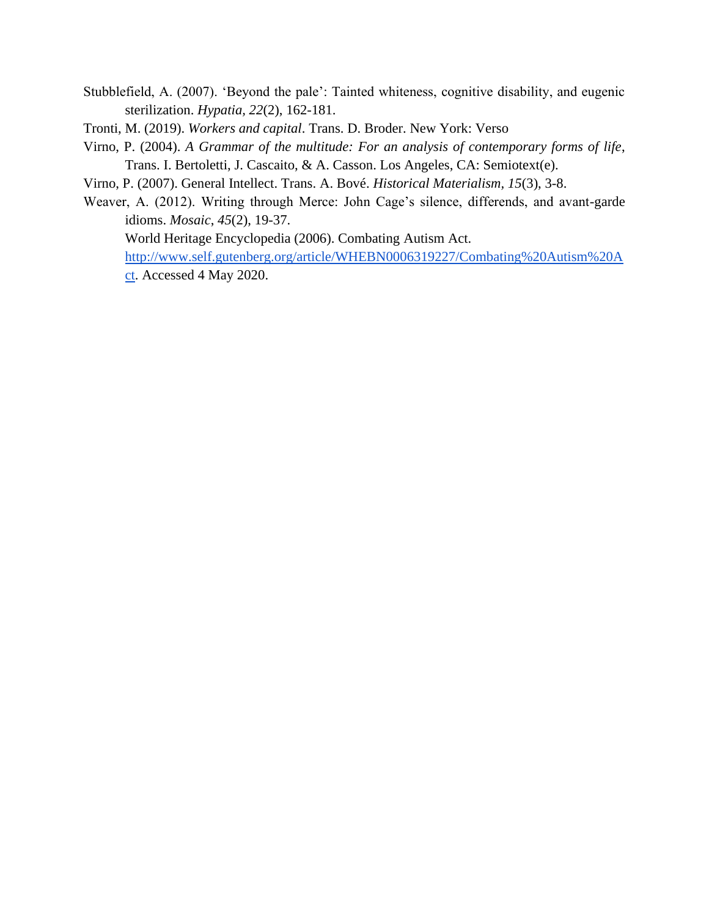Stubblefield, A. (2007). 'Beyond the pale': Tainted whiteness, cognitive disability, and eugenic sterilization. *Hypatia, 22*(2), 162-181.

Tronti, M. (2019). *Workers and capital*. Trans. D. Broder. New York: Verso

Virno, P. (2004). *A Grammar of the multitude: For an analysis of contemporary forms of life*, Trans. I. Bertoletti, J. Cascaito, & A. Casson. Los Angeles, CA: Semiotext(e).

Virno, P. (2007). General Intellect. Trans. A. Bové. *Historical Materialism, 15*(3), 3-8.

Weaver, A. (2012). Writing through Merce: John Cage's silence, differends, and avant-garde idioms. *Mosaic*, *45*(2), 19-37.

World Heritage Encyclopedia (2006). Combating Autism Act. [http://www.self.gutenberg.org/article/WHEBN0006319227/Combating%20Autism%20Act](http://www.self.gutenberg.org/article/WHEBN0006319227/Combating%20Autism%20Act). Accessed 4 May 2020.